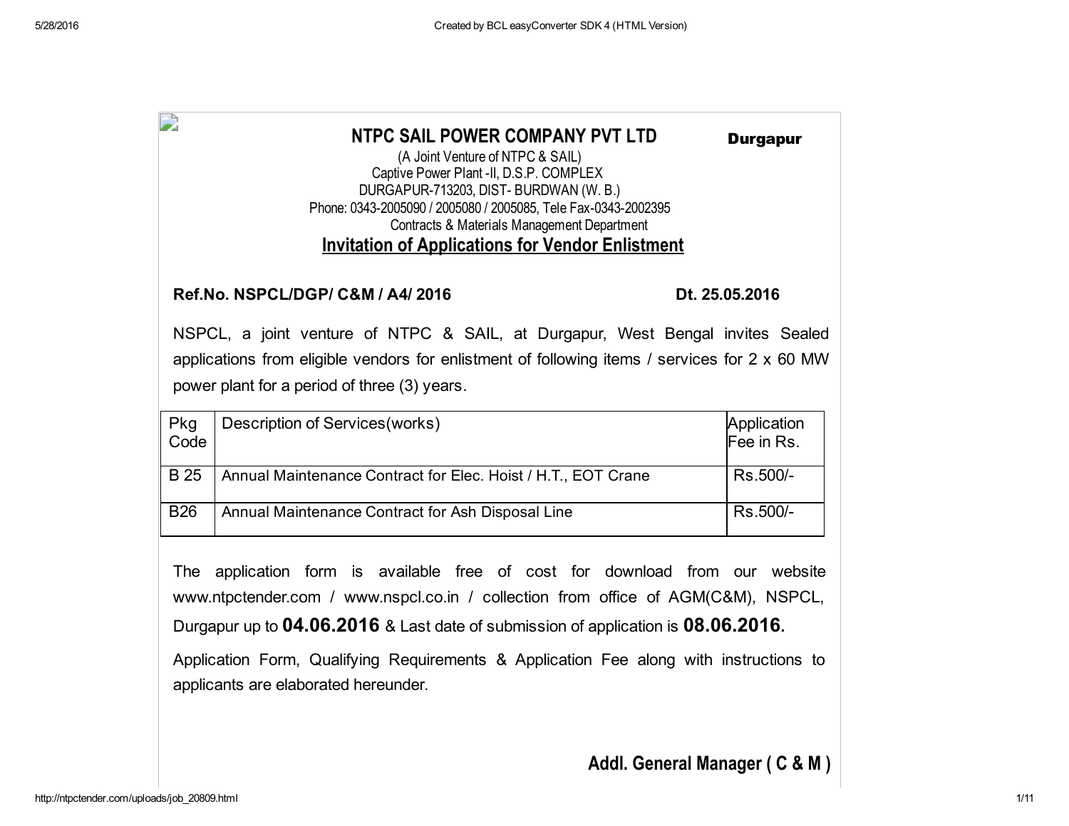# NTPC SAIL POWER COMPANY PVT LTD

**Durgapur**

(A Joint Venture of NTPC & SAIL)
Captive Power Plant -II, D.S.P. COMPLEX
DURGAPUR-713203, DIST- BURDWAN (W. B.)
Phone: 0343-2005090 / 2005080 / 2005085, Tele Fax-0343-2002395
Contracts & Materials Management Department

## Invitation of Applications for Vendor Enlistment

**Ref.No. NSPCL/DGP/ C&M / A4/ 2016** **Dt. 25.05.2016**

NSPCL, a joint venture of NTPC & SAIL, at Durgapur, West Bengal invites Sealed applications from eligible vendors for enlistment of following items / services for 2 x 60 MW power plant for a period of three (3) years.

| Pkg Code | Description of Services(works) | Application Fee in Rs. |
|---|---|---|
| B 25 | Annual Maintenance Contract for Elec. Hoist / H.T., EOT Crane | Rs.500/- |
| B26 | Annual Maintenance Contract for Ash Disposal Line | Rs.500/- |

The application form is available free of cost for download from our website www.ntpctender.com / www.nspcl.co.in / collection from office of AGM(C&M), NSPCL, Durgapur up to **04.06.2016** & Last date of submission of application is **08.06.2016.**

Application Form, Qualifying Requirements & Application Fee along with instructions to applicants are elaborated hereunder.

**Addl. General Manager ( C & M )**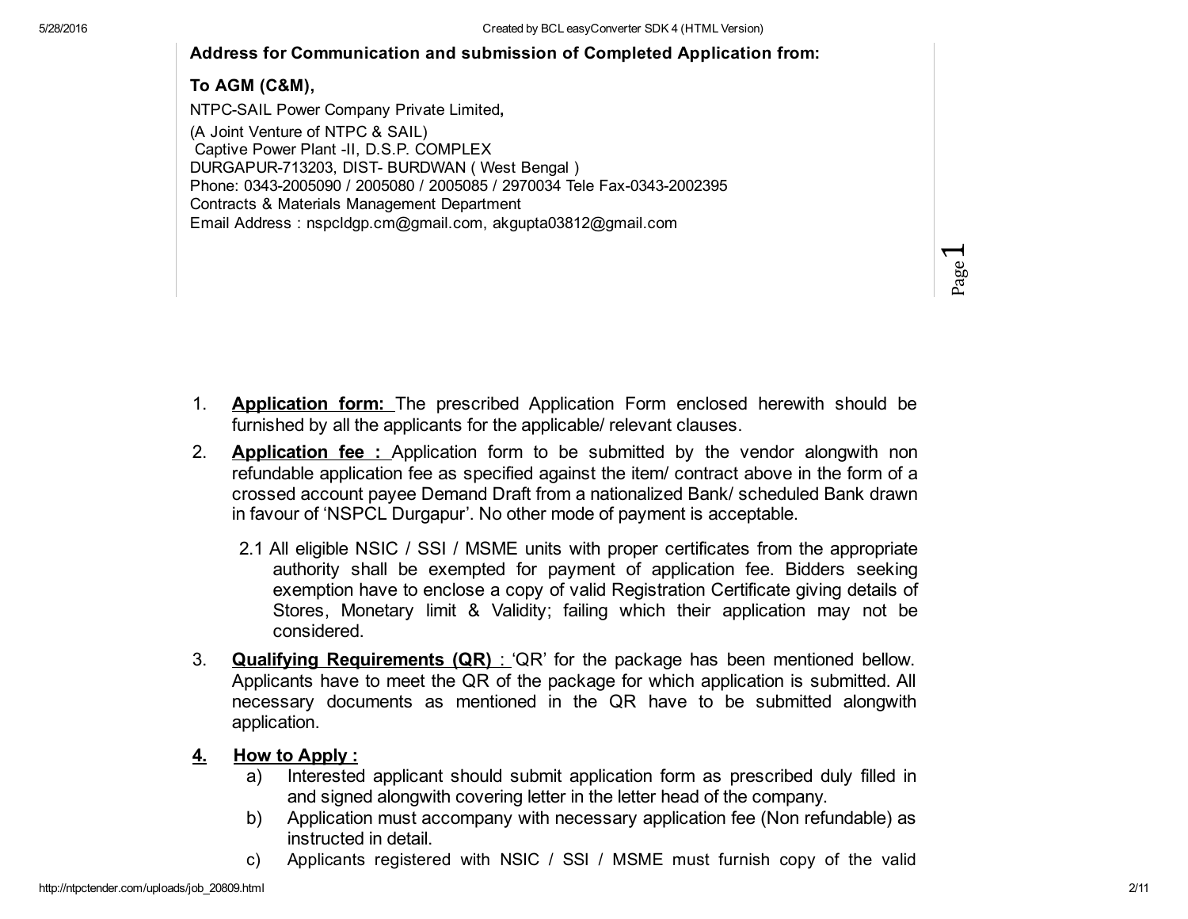**Address for Communication and submission of Completed Application from:**

**To AGM (C&M),**

NTPC-SAIL Power Company Private Limited**,**
(A Joint Venture of NTPC & SAIL)
Captive Power Plant -II, D.S.P. COMPLEX
DURGAPUR-713203, DIST- BURDWAN ( West Bengal )
Phone: 0343-2005090 / 2005080 / 2005085 / 2970034 Tele Fax-0343-2002395
Contracts & Materials Management Department
Email Address : nspcldgp.cm@gmail.com, akgupta03812@gmail.com

1. **Application form:** The prescribed Application Form enclosed herewith should be furnished by all the applicants for the applicable/ relevant clauses.
2. **Application fee :** Application form to be submitted by the vendor alongwith non refundable application fee as specified against the item/ contract above in the form of a crossed account payee Demand Draft from a nationalized Bank/ scheduled Bank drawn in favour of 'NSPCL Durgapur'. No other mode of payment is acceptable.

   2.1 All eligible NSIC / SSI / MSME units with proper certificates from the appropriate authority shall be exempted for payment of application fee. Bidders seeking exemption have to enclose a copy of valid Registration Certificate giving details of Stores, Monetary limit & Validity; failing which their application may not be considered.

3. **Qualifying Requirements (QR)** : 'QR' for the package has been mentioned bellow. Applicants have to meet the QR of the package for which application is submitted. All necessary documents as mentioned in the QR have to be submitted alongwith application.

**4. How to Apply :**

a) Interested applicant should submit application form as prescribed duly filled in and signed alongwith covering letter in the letter head of the company.

b) Application must accompany with necessary application fee (Non refundable) as instructed in detail.

c) Applicants registered with NSIC / SSI / MSME must furnish copy of the valid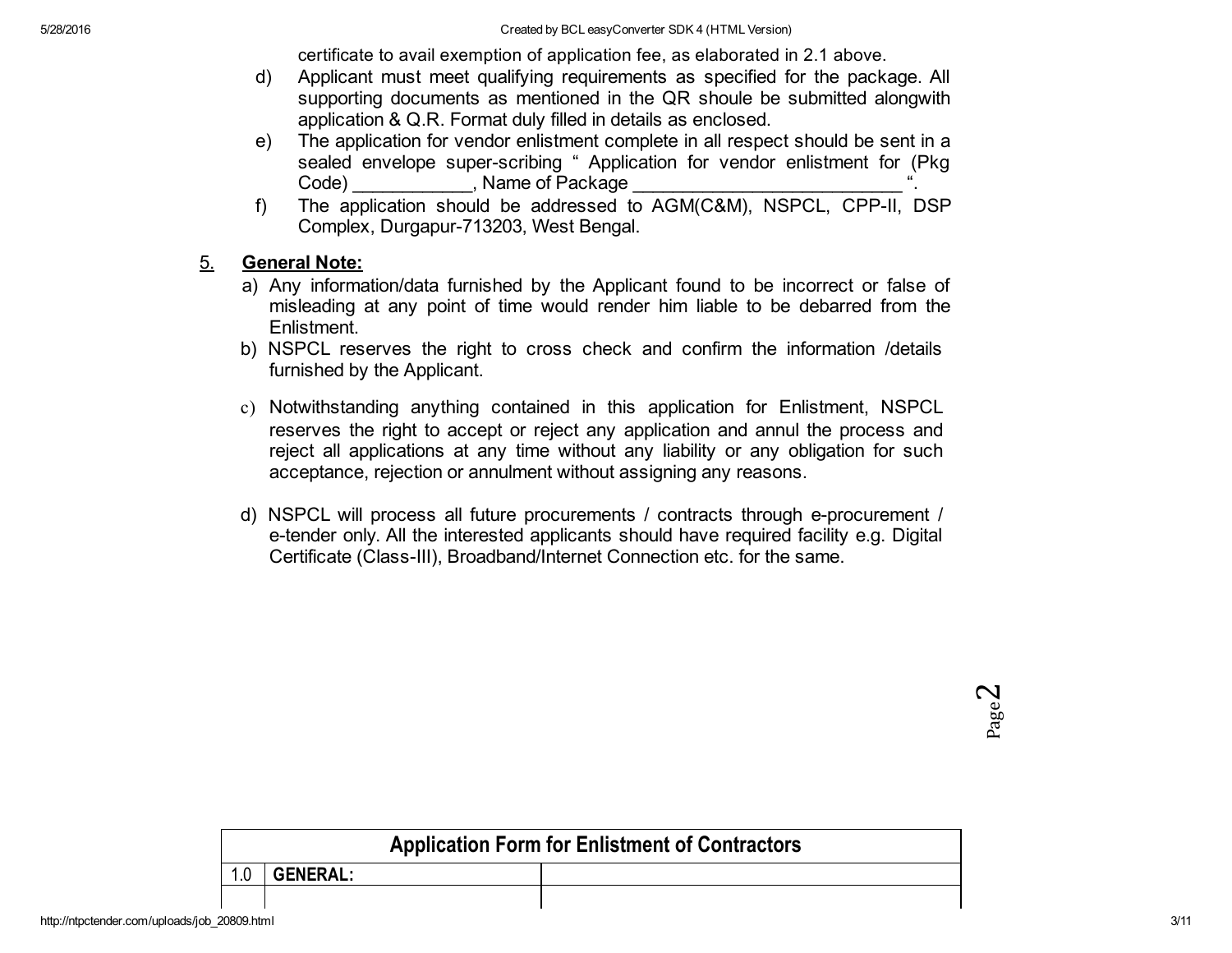certificate to avail exemption of application fee, as elaborated in 2.1 above.

d) Applicant must meet qualifying requirements as specified for the package. All supporting documents as mentioned in the QR shoule be submitted alongwith application & Q.R. Format duly filled in details as enclosed.

e) The application for vendor enlistment complete in all respect should be sent in a sealed envelope super-scribing " Application for vendor enlistment for (Pkg Code) ___________, Name of Package _________________________ ".

f) The application should be addressed to AGM(C&M), NSPCL, CPP-II, DSP Complex, Durgapur-713203, West Bengal.

## 5. General Note:

a) Any information/data furnished by the Applicant found to be incorrect or false of misleading at any point of time would render him liable to be debarred from the Enlistment.

b) NSPCL reserves the right to cross check and confirm the information /details furnished by the Applicant.

c) Notwithstanding anything contained in this application for Enlistment, NSPCL reserves the right to accept or reject any application and annul the process and reject all applications at any time without any liability or any obligation for such acceptance, rejection or annulment without assigning any reasons.

d) NSPCL will process all future procurements / contracts through e-procurement / e-tender only. All the interested applicants should have required facility e.g. Digital Certificate (Class-III), Broadband/Internet Connection etc. for the same.

| Application Form for Enlistment of Contractors | | |
|---|---|---|
| 1.0 | **GENERAL:** | |
| | | |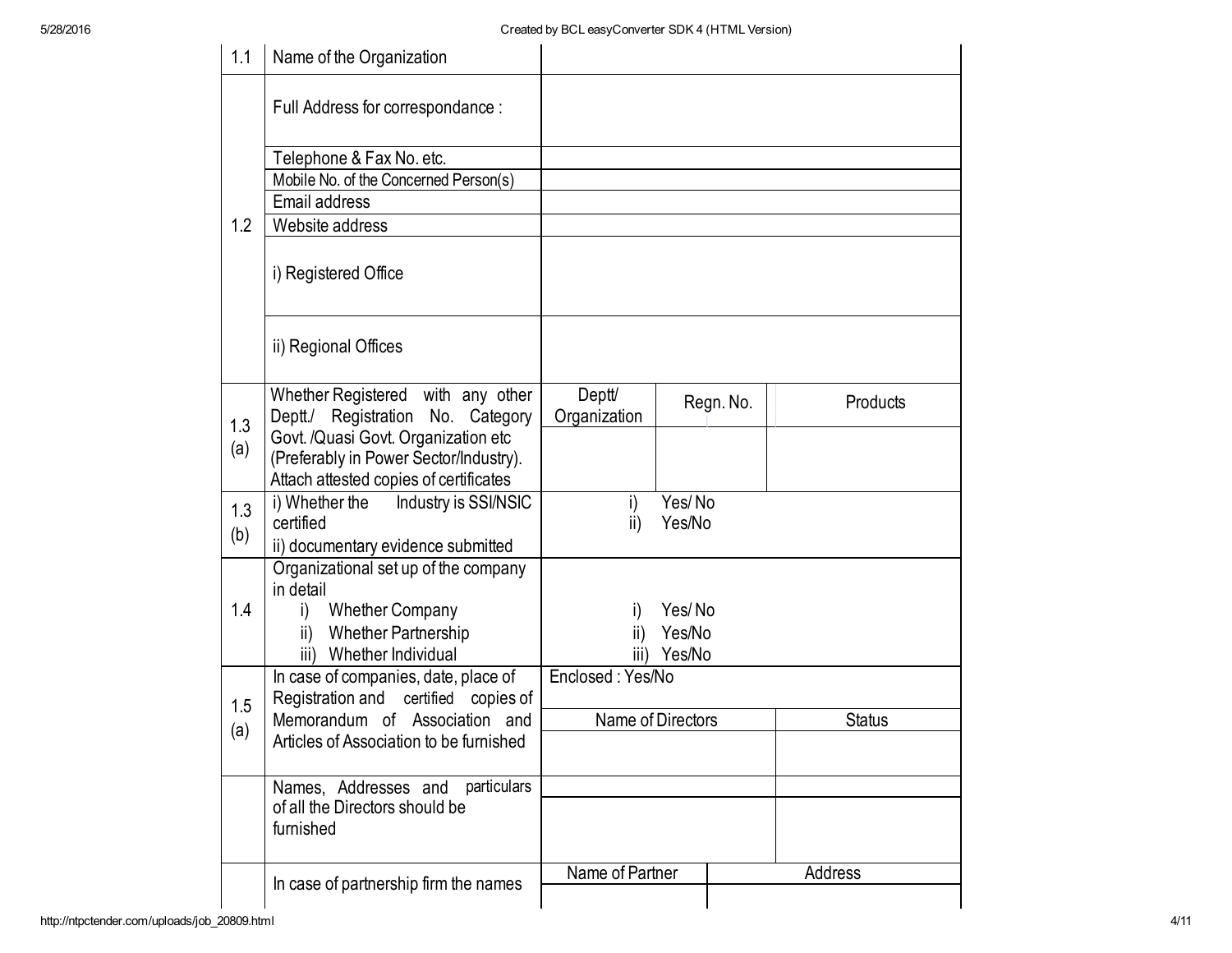| | | | | |
|---|---|---|---|---|
| 1.1 | Name of the Organization | | | |
| 1.2 | Full Address for correspondance : | | | |
| | Telephone & Fax No. etc. | | | |
| | Mobile No. of the Concerned Person(s) | | | |
| | Email address | | | |
| | Website address | | | |
| | i) Registered Office | | | |
| | ii) Regional Offices | | | |
| 1.3 (a) | Whether Registered with any other Deptt./ Registration No. Category Govt. /Quasi Govt. Organization etc (Preferably in Power Sector/Industry). Attach attested copies of certificates | Deptt/ Organization | Regn. No. | Products |
| | | | | |
| 1.3 (b) | i) Whether the Industry is SSI/NSIC certified<br>ii) documentary evidence submitted | i) Yes/ No<br>ii) Yes/No | | |
| 1.4 | Organizational set up of the company in detail<br>i) Whether Company<br>ii) Whether Partnership<br>iii) Whether Individual | i) Yes/ No<br>ii) Yes/No<br>iii) Yes/No | | |
| 1.5 (a) | In case of companies, date, place of Registration and certified copies of Memorandum of Association and Articles of Association to be furnished | Enclosed : Yes/No | | |
| | | Name of Directors | | Status |
| | | | | |
| | Names, Addresses and particulars of all the Directors should be furnished | | | |
| | | | | |
| | In case of partnership firm the names | Name of Partner | | Address |
| | | | | |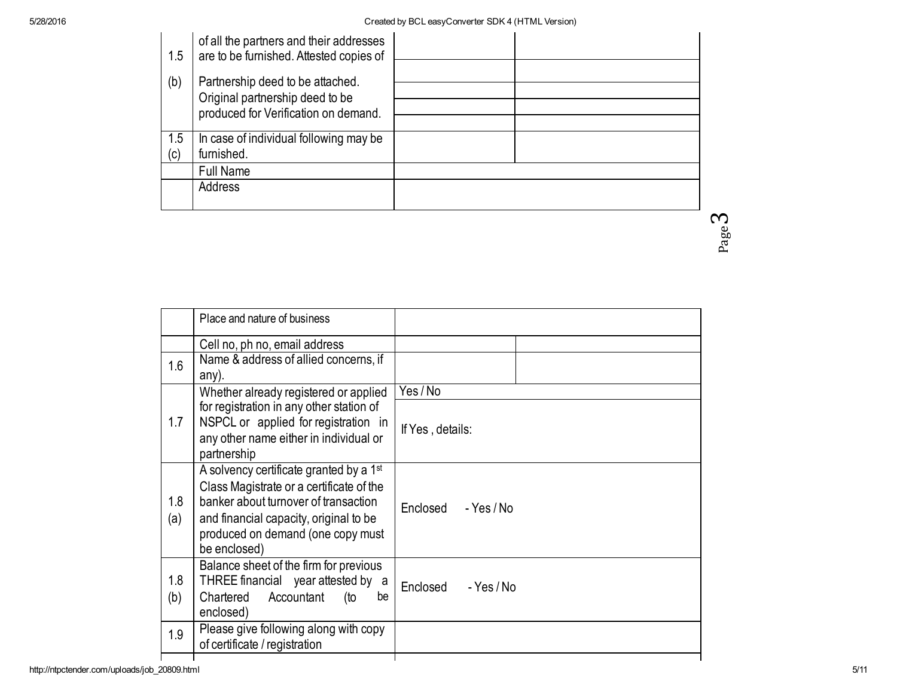| | | | |
|---|---|---|---|
| 1.5 (b) | of all the partners and their addresses are to be furnished. Attested copies of Partnership deed to be attached. Original partnership deed to be produced for Verification on demand. | | |
| | | | |
| | | | |
| | | | |
| | | | |
| 1.5 (c) | In case of individual following may be furnished. | | |
| | Full Name | | |
| | Address | | |

| | | | |
|---|---|---|---|
| | Place and nature of business | | |
| | Cell no, ph no, email address | | |
| 1.6 | Name & address of allied concerns, if any). | | |
| 1.7 | Whether already registered or applied for registration in any other station of NSPCL or applied for registration in any other name either in individual or partnership | Yes / No | |
| | | If Yes , details: | |
| 1.8 (a) | A solvency certificate granted by a 1st Class Magistrate or a certificate of the banker about turnover of transaction and financial capacity, original to be produced on demand (one copy must be enclosed) | Enclosed - Yes / No | |
| 1.8 (b) | Balance sheet of the firm for previous THREE financial year attested by a Chartered Accountant (to be enclosed) | Enclosed - Yes / No | |
| 1.9 | Please give following along with copy of certificate / registration | | |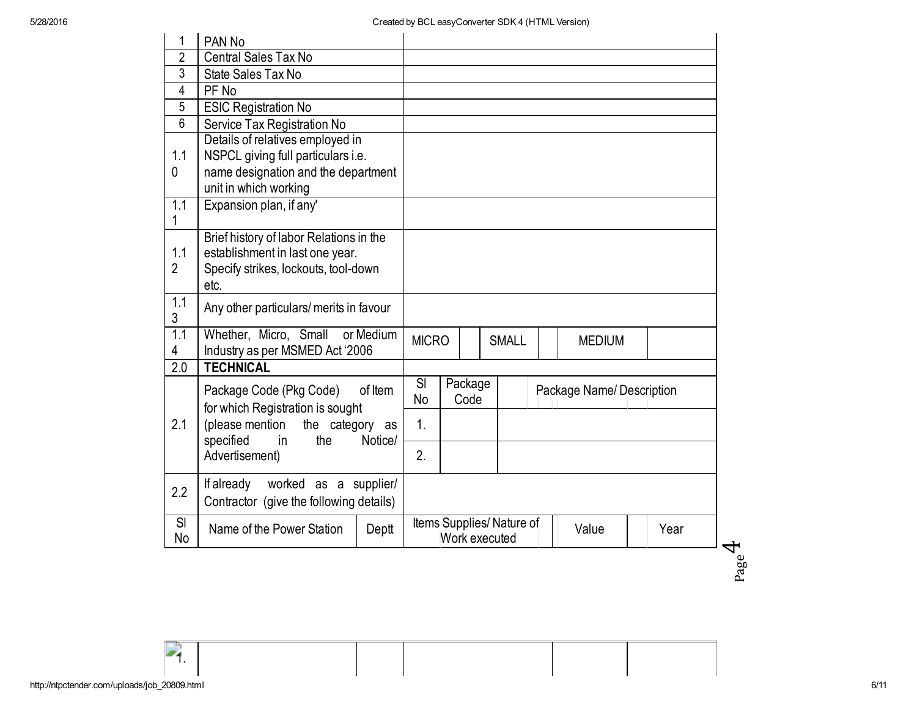| | | |
|---|---|---|
| 1 | PAN No | |
| 2 | Central Sales Tax No | |
| 3 | State Sales Tax No | |
| 4 | PF No | |
| 5 | ESIC Registration No | |
| 6 | Service Tax Registration No | |
| 1.10 | Details of relatives employed in NSPCL giving full particulars i.e. name designation and the department unit in which working | |
| 1.11 | Expansion plan, if any' | |
| 1.12 | Brief history of labor Relations in the establishment in last one year. Specify strikes, lockouts, tool-down etc. | |
| 1.13 | Any other particulars/ merits in favour | |
| 1.14 | Whether, Micro, Small or Medium Industry as per MSMED Act '2006 | MICRO &nbsp; SMALL &nbsp; MEDIUM |
| 2.0 | **TECHNICAL** | |

| | | Sl No | Package Code | Package Name/ Description |
|---|---|---|---|---|
| 2.1 | Package Code (Pkg Code) of Item for which Registration is sought (please mention the category as specified in the Notice/ Advertisement) | | | |
| | | 1. | | |
| | | 2. | | |

| | | |
|---|---|---|
| 2.2 | If already worked as a supplier/ Contractor (give the following details) | |

| Sl No | Name of the Power Station | Deptt | Items Supplies/ Nature of Work executed | Value | Year |
|---|---|---|---|---|---|
| 1. | | | | | |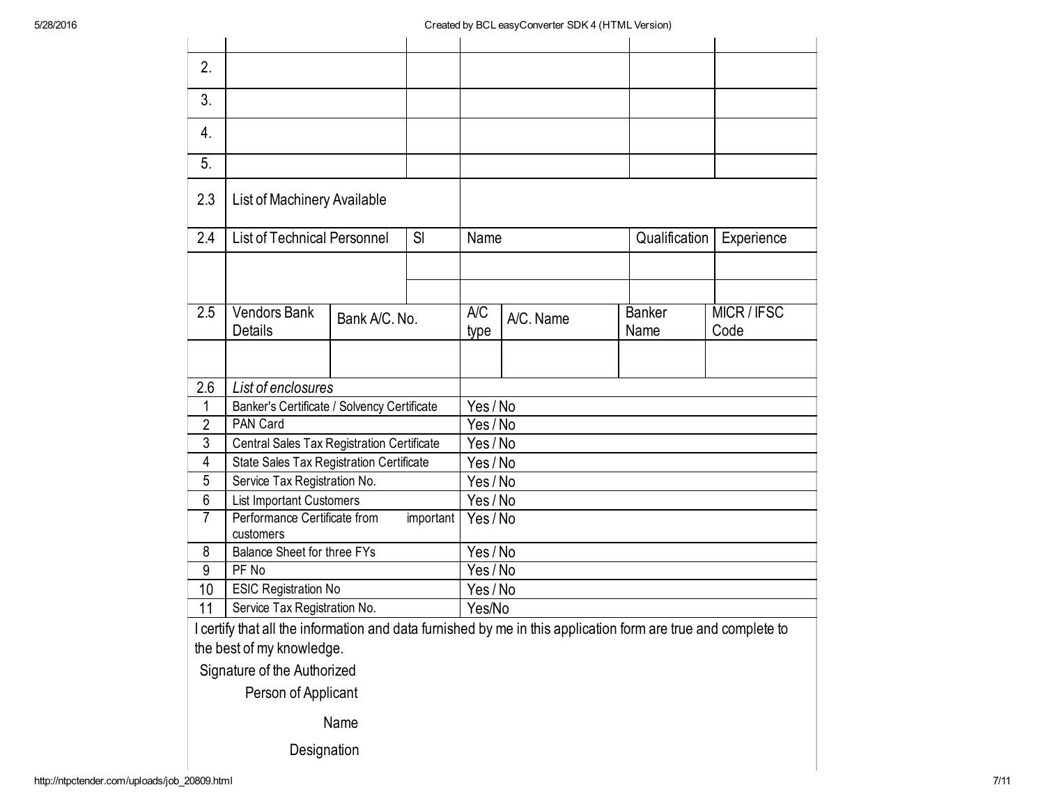| | | | | | |
|---|---|---|---|---|---|
| | | | | | |
| 2. | | | | | |
| 3. | | | | | |
| 4. | | | | | |
| 5. | | | | | |
| 2.3 | List of Machinery Available | | | | |
| 2.4 | List of Technical Personnel | Sl | Name | Qualification | Experience |
| | | | | | |
| | | | | | |

| | | | | | | |
|---|---|---|---|---|---|---|
| 2.5 | Vendors Bank Details | Bank A/C. No. | A/C type | A/C. Name | Banker Name | MICR / IFSC Code |
| | | | | | | |

| | | |
|---|---|---|
| 2.6 | *List of enclosures* | |
| 1 | Banker's Certificate / Solvency Certificate | Yes / No |
| 2 | PAN Card | Yes / No |
| 3 | Central Sales Tax Registration Certificate | Yes / No |
| 4 | State Sales Tax Registration Certificate | Yes / No |
| 5 | Service Tax Registration No. | Yes / No |
| 6 | List Important Customers | Yes / No |
| 7 | Performance Certificate from important customers | Yes / No |
| 8 | Balance Sheet for three FYs | Yes / No |
| 9 | PF No | Yes / No |
| 10 | ESIC Registration No | Yes / No |
| 11 | Service Tax Registration No. | Yes/No |

I certify that all the information and data furnished by me in this application form are true and complete to the best of my knowledge.

Signature of the Authorized
Person of Applicant

Name

Designation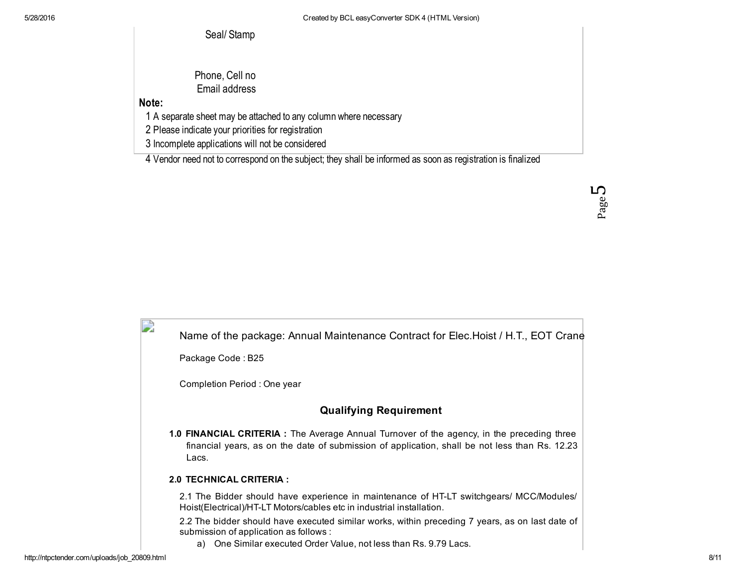Seal/ Stamp

Phone, Cell no
Email address

**Note:**

1 A separate sheet may be attached to any column where necessary
2 Please indicate your priorities for registration
3 Incomplete applications will not be considered
4 Vendor need not to correspond on the subject; they shall be informed as soon as registration is finalized

Name of the package: Annual Maintenance Contract for Elec.Hoist / H.T., EOT Crane

Package Code : B25

Completion Period : One year

## Qualifying Requirement

**1.0 FINANCIAL CRITERIA :** The Average Annual Turnover of the agency, in the preceding three financial years, as on the date of submission of application, shall be not less than Rs. 12.23 Lacs.

**2.0 TECHNICAL CRITERIA :**

2.1 The Bidder should have experience in maintenance of HT-LT switchgears/ MCC/Modules/ Hoist(Electrical)/HT-LT Motors/cables etc in industrial installation.

2.2 The bidder should have executed similar works, within preceding 7 years, as on last date of submission of application as follows :

a) One Similar executed Order Value, not less than Rs. 9.79 Lacs.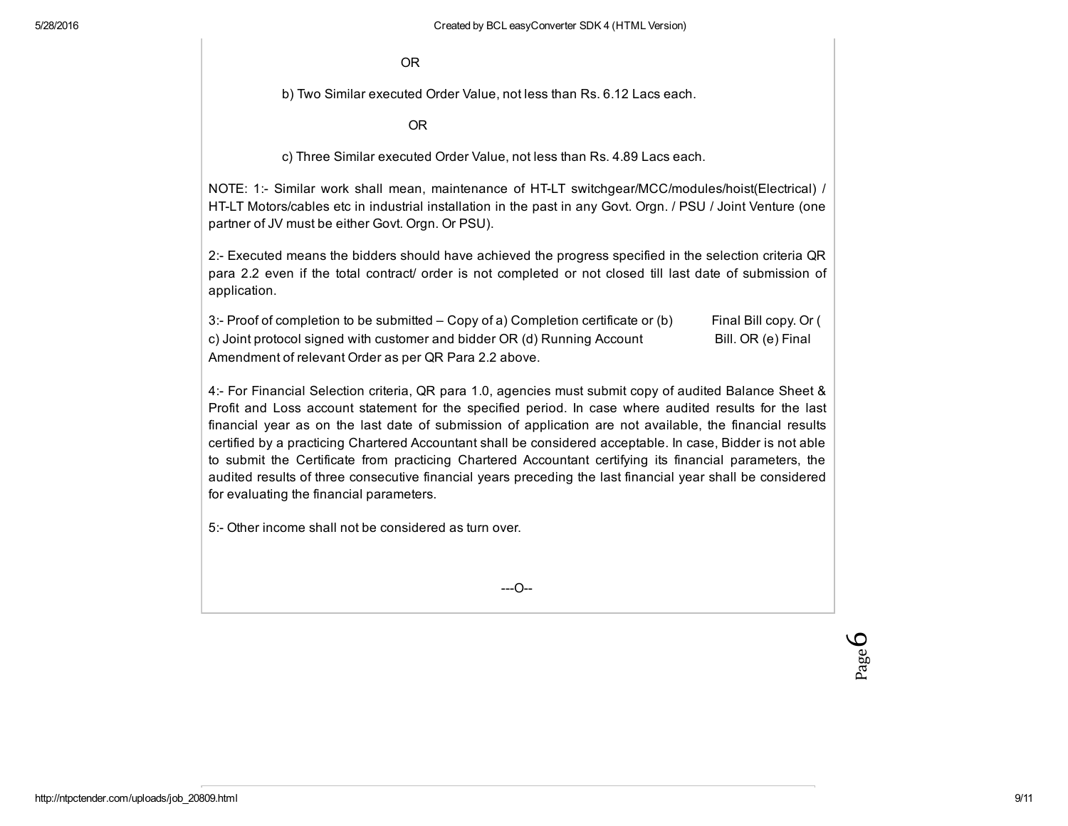OR

b) Two Similar executed Order Value, not less than Rs. 6.12 Lacs each.

OR

c) Three Similar executed Order Value, not less than Rs. 4.89 Lacs each.

NOTE: 1:- Similar work shall mean, maintenance of HT-LT switchgear/MCC/modules/hoist(Electrical) / HT-LT Motors/cables etc in industrial installation in the past in any Govt. Orgn. / PSU / Joint Venture (one partner of JV must be either Govt. Orgn. Or PSU).

2:- Executed means the bidders should have achieved the progress specified in the selection criteria QR para 2.2 even if the total contract/ order is not completed or not closed till last date of submission of application.

3:- Proof of completion to be submitted – Copy of a) Completion certificate or (b) Final Bill copy. Or ( c) Joint protocol signed with customer and bidder OR (d) Running Account Bill. OR (e) Final Amendment of relevant Order as per QR Para 2.2 above.

4:- For Financial Selection criteria, QR para 1.0, agencies must submit copy of audited Balance Sheet & Profit and Loss account statement for the specified period. In case where audited results for the last financial year as on the last date of submission of application are not available, the financial results certified by a practicing Chartered Accountant shall be considered acceptable. In case, Bidder is not able to submit the Certificate from practicing Chartered Accountant certifying its financial parameters, the audited results of three consecutive financial years preceding the last financial year shall be considered for evaluating the financial parameters.

5:- Other income shall not be considered as turn over.

---O--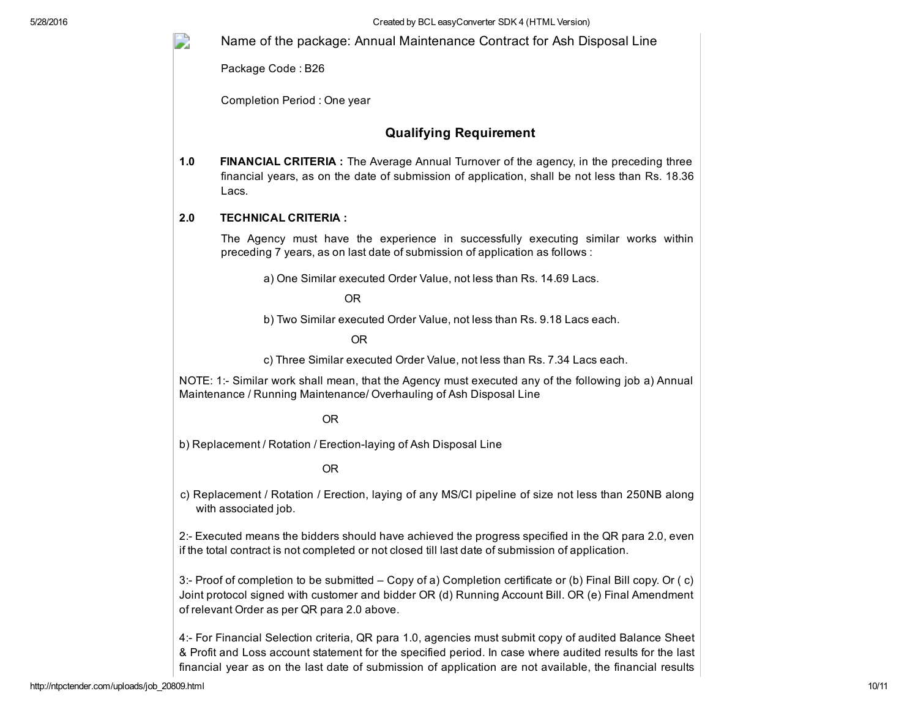Name of the package: Annual Maintenance Contract for Ash Disposal Line

Package Code : B26

Completion Period : One year

## Qualifying Requirement

**1.0 FINANCIAL CRITERIA :** The Average Annual Turnover of the agency, in the preceding three financial years, as on the date of submission of application, shall be not less than Rs. 18.36 Lacs.

**2.0 TECHNICAL CRITERIA :**

The Agency must have the experience in successfully executing similar works within preceding 7 years, as on last date of submission of application as follows :

a) One Similar executed Order Value, not less than Rs. 14.69 Lacs.

OR

b) Two Similar executed Order Value, not less than Rs. 9.18 Lacs each.

OR

c) Three Similar executed Order Value, not less than Rs. 7.34 Lacs each.

NOTE: 1:- Similar work shall mean, that the Agency must executed any of the following job a) Annual Maintenance / Running Maintenance/ Overhauling of Ash Disposal Line

OR

b) Replacement / Rotation / Erection-laying of Ash Disposal Line

OR

c) Replacement / Rotation / Erection, laying of any MS/CI pipeline of size not less than 250NB along with associated job.

2:- Executed means the bidders should have achieved the progress specified in the QR para 2.0, even if the total contract is not completed or not closed till last date of submission of application.

3:- Proof of completion to be submitted – Copy of a) Completion certificate or (b) Final Bill copy. Or ( c) Joint protocol signed with customer and bidder OR (d) Running Account Bill. OR (e) Final Amendment of relevant Order as per QR para 2.0 above.

4:- For Financial Selection criteria, QR para 1.0, agencies must submit copy of audited Balance Sheet & Profit and Loss account statement for the specified period. In case where audited results for the last financial year as on the last date of submission of application are not available, the financial results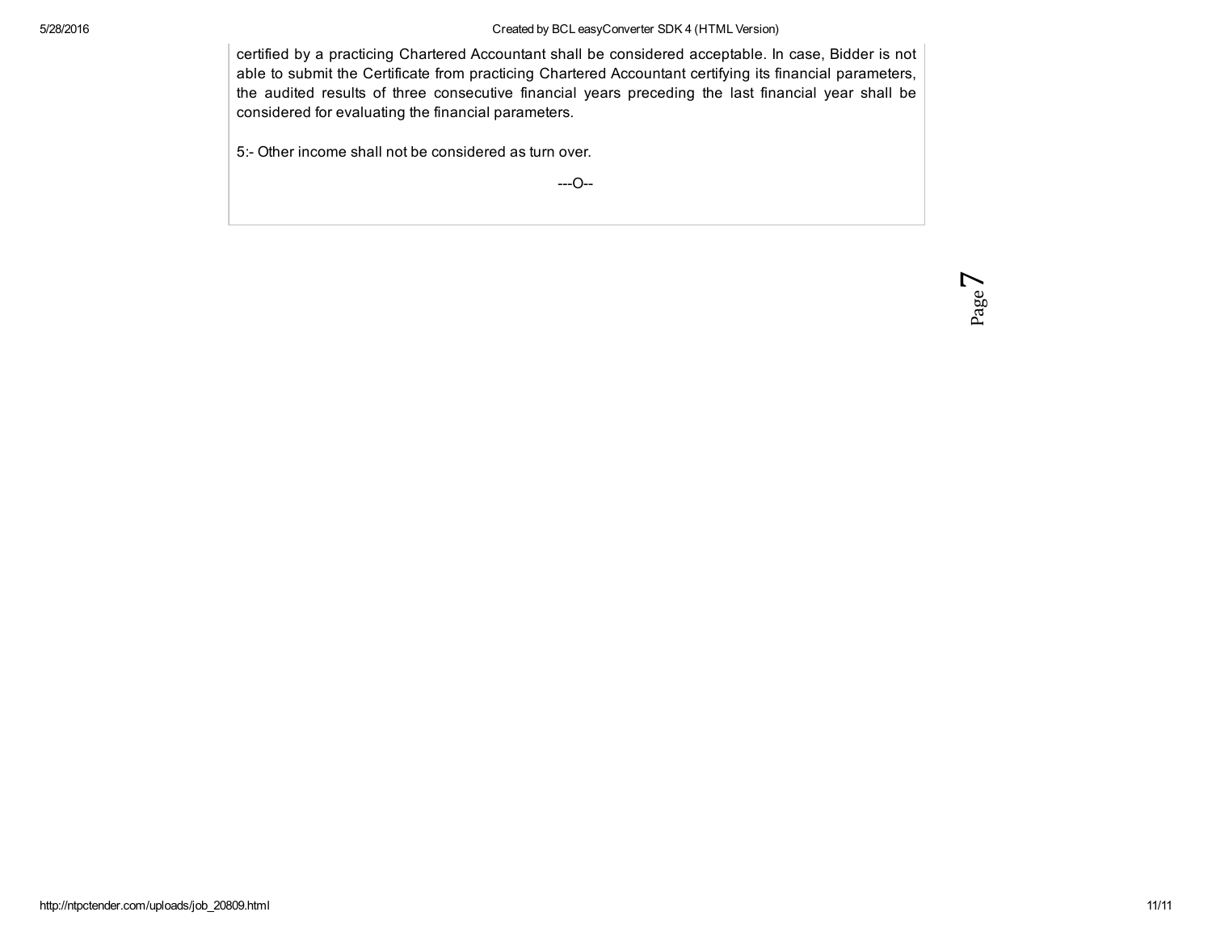certified by a practicing Chartered Accountant shall be considered acceptable. In case, Bidder is not able to submit the Certificate from practicing Chartered Accountant certifying its financial parameters, the audited results of three consecutive financial years preceding the last financial year shall be considered for evaluating the financial parameters.

5:- Other income shall not be considered as turn over.

---O--